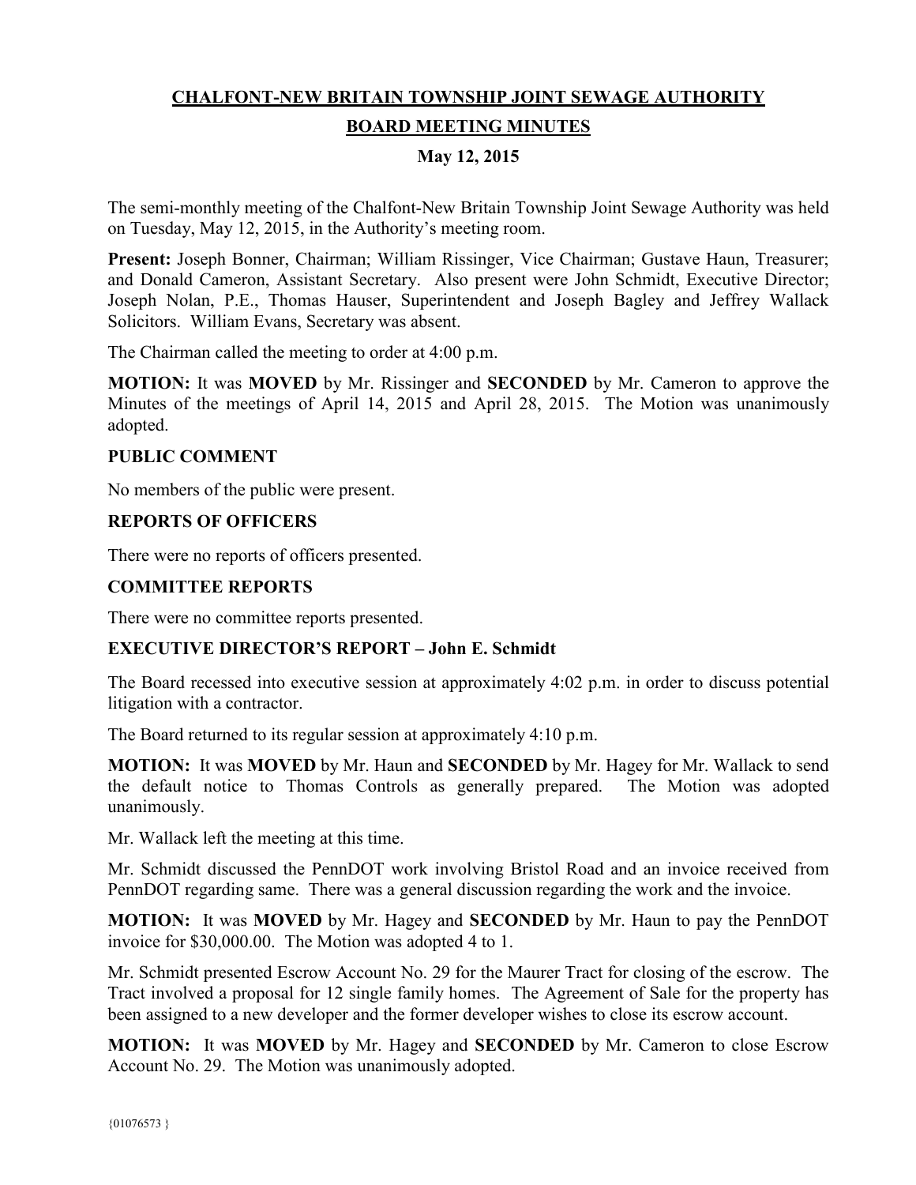# CHALFONT-NEW BRITAIN TOWNSHIP JOINT SEWAGE AUTHORITY

## BOARD MEETING MINUTES

### May 12, 2015

The semi-monthly meeting of the Chalfont-New Britain Township Joint Sewage Authority was held on Tuesday, May 12, 2015, in the Authority's meeting room.

**Present:** Joseph Bonner, Chairman; William Rissinger, Vice Chairman; Gustave Haun, Treasurer; and Donald Cameron, Assistant Secretary. Also present were John Schmidt, Executive Director; Joseph Nolan, P.E., Thomas Hauser, Superintendent and Joseph Bagley and Jeffrey Wallack Solicitors. William Evans, Secretary was absent.

The Chairman called the meeting to order at 4:00 p.m.

**MOTION:** It was **MOVED** by Mr. Rissinger and **SECONDED** by Mr. Cameron to approve the Minutes of the meetings of April 14, 2015 and April 28, 2015. The Motion was unanimously adopted.

**PUBLIC COMMENT**

No members of the public were present.

**REPORTS OF OFFICERS**

There were no reports of officers presented.

**COMMITTEE REPORTS**

There were no committee reports presented.

**EXECUTIVE DIRECTOR'S REPORT – John E. Schmidt**

The Board recessed into executive session at approximately 4:02 p.m. in order to discuss potential litigation with a contractor.

The Board returned to its regular session at approximately 4:10 p.m.

**MOTION:** It was **MOVED** by Mr. Haun and **SECONDED** by Mr. Hagey for Mr. Wallack to send the default notice to Thomas Controls as generally prepared. The Motion was adopted unanimously.

Mr. Wallack left the meeting at this time.

Mr. Schmidt discussed the PennDOT work involving Bristol Road and an invoice received from PennDOT regarding same. There was a general discussion regarding the work and the invoice.

**MOTION:** It was **MOVED** by Mr. Hagey and **SECONDED** by Mr. Haun to pay the PennDOT invoice for $30,000.00. The Motion was adopted 4 to 1.

Mr. Schmidt presented Escrow Account No. 29 for the Maurer Tract for closing of the escrow. The Tract involved a proposal for 12 single family homes. The Agreement of Sale for the property has been assigned to a new developer and the former developer wishes to close its escrow account.

**MOTION:** It was **MOVED** by Mr. Hagey and **SECONDED** by Mr. Cameron to close Escrow Account No. 29. The Motion was unanimously adopted.

{01076573 }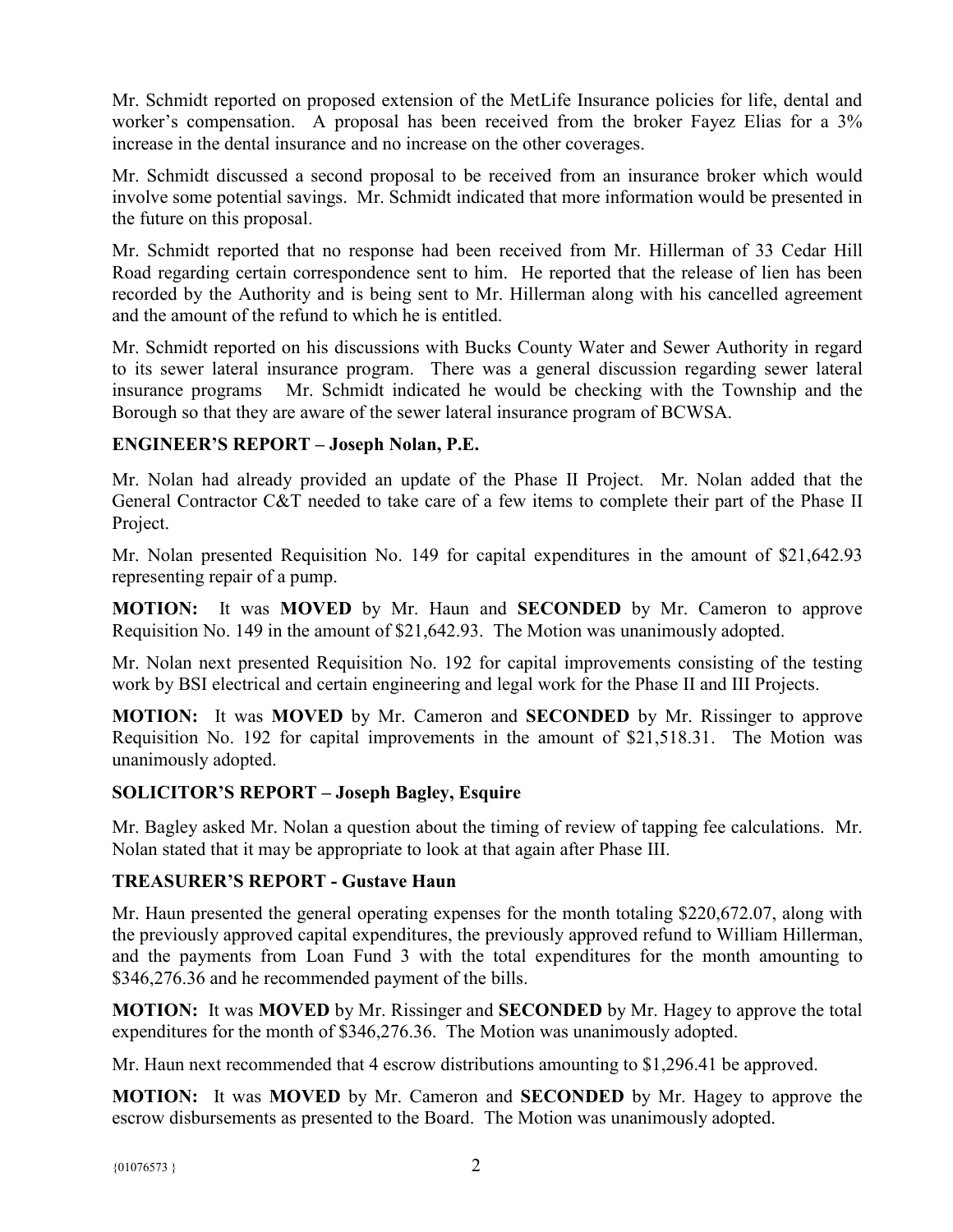Mr. Schmidt reported on proposed extension of the MetLife Insurance policies for life, dental and worker's compensation. A proposal has been received from the broker Fayez Elias for a 3% increase in the dental insurance and no increase on the other coverages.

Mr. Schmidt discussed a second proposal to be received from an insurance broker which would involve some potential savings. Mr. Schmidt indicated that more information would be presented in the future on this proposal.

Mr. Schmidt reported that no response had been received from Mr. Hillerman of 33 Cedar Hill Road regarding certain correspondence sent to him. He reported that the release of lien has been recorded by the Authority and is being sent to Mr. Hillerman along with his cancelled agreement and the amount of the refund to which he is entitled.

Mr. Schmidt reported on his discussions with Bucks County Water and Sewer Authority in regard to its sewer lateral insurance program. There was a general discussion regarding sewer lateral insurance programs Mr. Schmidt indicated he would be checking with the Township and the Borough so that they are aware of the sewer lateral insurance program of BCWSA.

**ENGINEER'S REPORT – Joseph Nolan, P.E.**

Mr. Nolan had already provided an update of the Phase II Project. Mr. Nolan added that the General Contractor C&T needed to take care of a few items to complete their part of the Phase II Project.

Mr. Nolan presented Requisition No. 149 for capital expenditures in the amount of $21,642.93 representing repair of a pump.

**MOTION:** It was **MOVED** by Mr. Haun and **SECONDED** by Mr. Cameron to approve Requisition No. 149 in the amount of $21,642.93. The Motion was unanimously adopted.

Mr. Nolan next presented Requisition No. 192 for capital improvements consisting of the testing work by BSI electrical and certain engineering and legal work for the Phase II and III Projects.

**MOTION:** It was **MOVED** by Mr. Cameron and **SECONDED** by Mr. Rissinger to approve Requisition No. 192 for capital improvements in the amount of $21,518.31. The Motion was unanimously adopted.

**SOLICITOR'S REPORT – Joseph Bagley, Esquire**

Mr. Bagley asked Mr. Nolan a question about the timing of review of tapping fee calculations. Mr. Nolan stated that it may be appropriate to look at that again after Phase III.

**TREASURER'S REPORT - Gustave Haun**

Mr. Haun presented the general operating expenses for the month totaling $220,672.07, along with the previously approved capital expenditures, the previously approved refund to William Hillerman, and the payments from Loan Fund 3 with the total expenditures for the month amounting to $346,276.36 and he recommended payment of the bills.

**MOTION:** It was **MOVED** by Mr. Rissinger and **SECONDED** by Mr. Hagey to approve the total expenditures for the month of $346,276.36. The Motion was unanimously adopted.

Mr. Haun next recommended that 4 escrow distributions amounting to $1,296.41 be approved.

**MOTION:** It was **MOVED** by Mr. Cameron and **SECONDED** by Mr. Hagey to approve the escrow disbursements as presented to the Board. The Motion was unanimously adopted.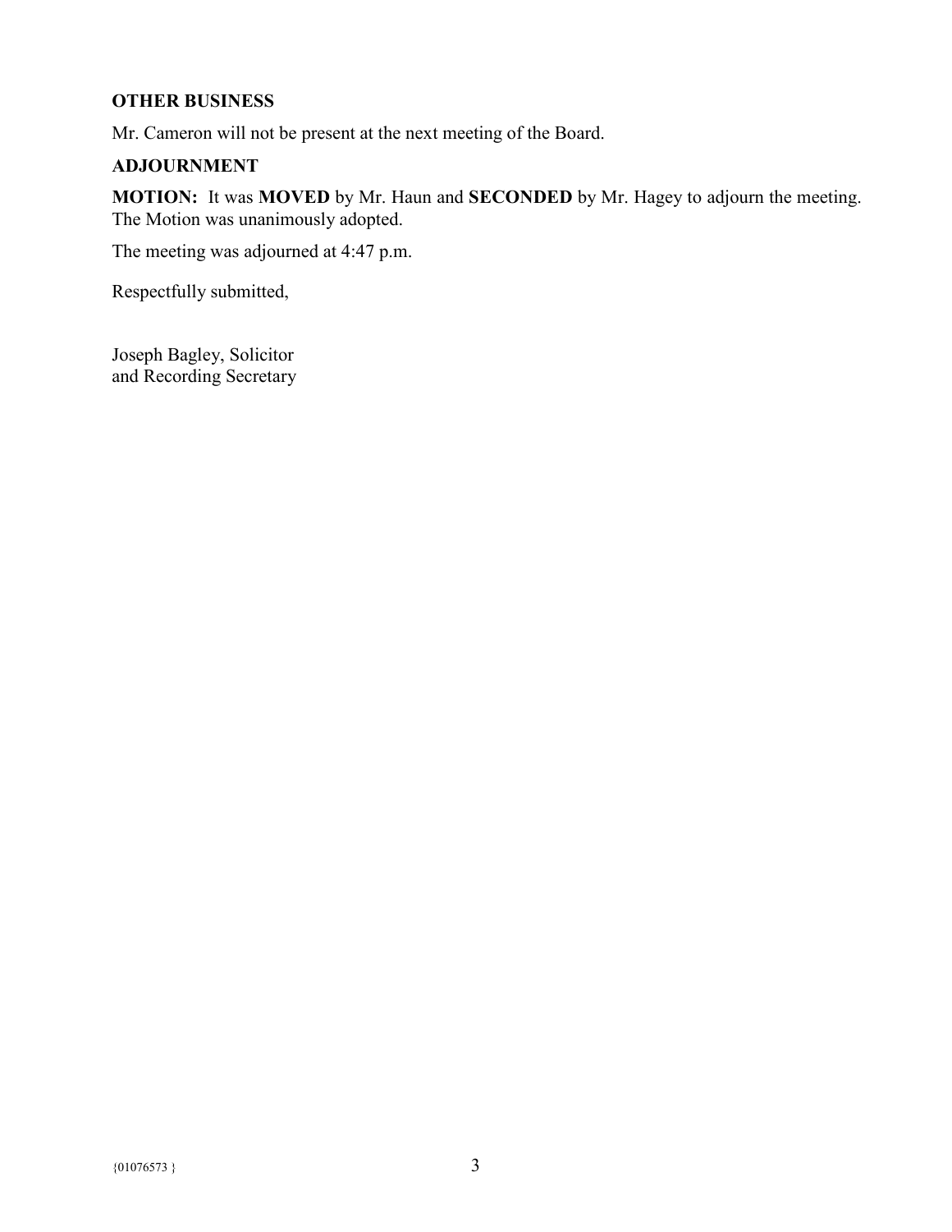**OTHER BUSINESS**

Mr. Cameron will not be present at the next meeting of the Board.

**ADJOURNMENT**

**MOTION:** It was **MOVED** by Mr. Haun and **SECONDED** by Mr. Hagey to adjourn the meeting. The Motion was unanimously adopted.

The meeting was adjourned at 4:47 p.m.

Respectfully submitted,

Joseph Bagley, Solicitor
and Recording Secretary

{01076573 }